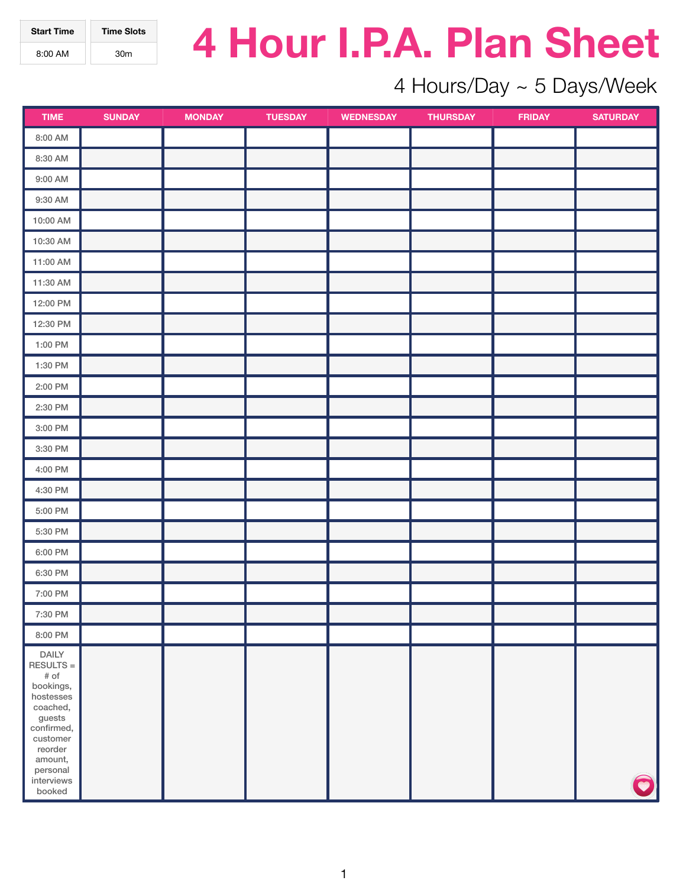| Start Time | Time Slots |
|---|---|
| 8:00 AM | 30m |

# 4 Hour I.P.A. Plan Sheet

## 4 Hours/Day ~ 5 Days/Week

| TIME | SUNDAY | MONDAY | TUESDAY | WEDNESDAY | THURSDAY | FRIDAY | SATURDAY |
|---|---|---|---|---|---|---|---|
| 8:00 AM | | | | | | | |
| 8:30 AM | | | | | | | |
| 9:00 AM | | | | | | | |
| 9:30 AM | | | | | | | |
| 10:00 AM | | | | | | | |
| 10:30 AM | | | | | | | |
| 11:00 AM | | | | | | | |
| 11:30 AM | | | | | | | |
| 12:00 PM | | | | | | | |
| 12:30 PM | | | | | | | |
| 1:00 PM | | | | | | | |
| 1:30 PM | | | | | | | |
| 2:00 PM | | | | | | | |
| 2:30 PM | | | | | | | |
| 3:00 PM | | | | | | | |
| 3:30 PM | | | | | | | |
| 4:00 PM | | | | | | | |
| 4:30 PM | | | | | | | |
| 5:00 PM | | | | | | | |
| 5:30 PM | | | | | | | |
| 6:00 PM | | | | | | | |
| 6:30 PM | | | | | | | |
| 7:00 PM | | | | | | | |
| 7:30 PM | | | | | | | |
| 8:00 PM | | | | | | | |
| DAILY RESULTS = # of bookings, hostesses coached, guests confirmed, customer reorder amount, personal interviews booked | | | | | | | |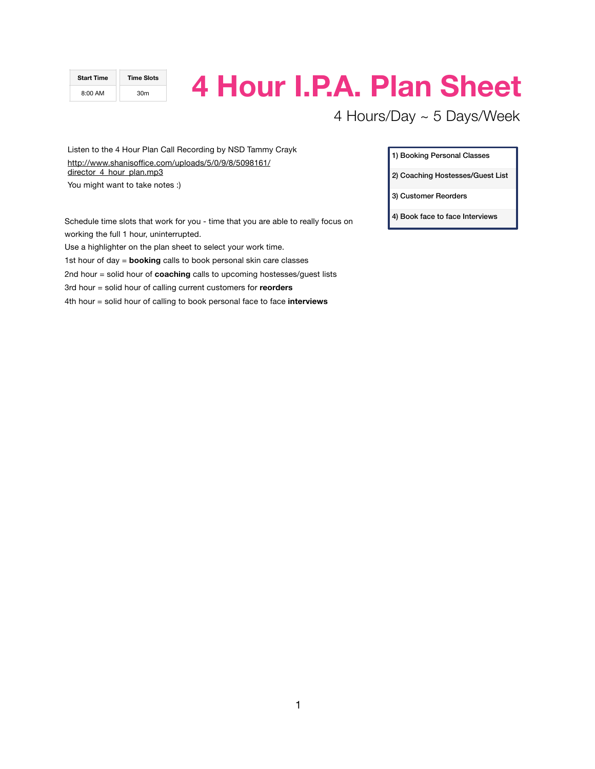| Start Time | Time Slots |
| --- | --- |
| 8:00 AM | 30m |

# 4 Hour I.P.A. Plan Sheet

4 Hours/Day ~ 5 Days/Week

Listen to the 4 Hour Plan Call Recording by NSD Tammy Crayk
http://www.shanisoffice.com/uploads/5/0/9/8/5098161/director_4_hour_plan.mp3
You might want to take notes :)

| |
| --- |
| 1) Booking Personal Classes |
| 2) Coaching Hostesses/Guest List |
| 3) Customer Reorders |
| 4) Book face to face Interviews |

Schedule time slots that work for you - time that you are able to really focus on working the full 1 hour, uninterrupted.
Use a highlighter on the plan sheet to select your work time.
1st hour of day = **booking** calls to book personal skin care classes
2nd hour = solid hour of **coaching** calls to upcoming hostesses/guest lists
3rd hour = solid hour of calling current customers for **reorders**
4th hour = solid hour of calling to book personal face to face **interviews**